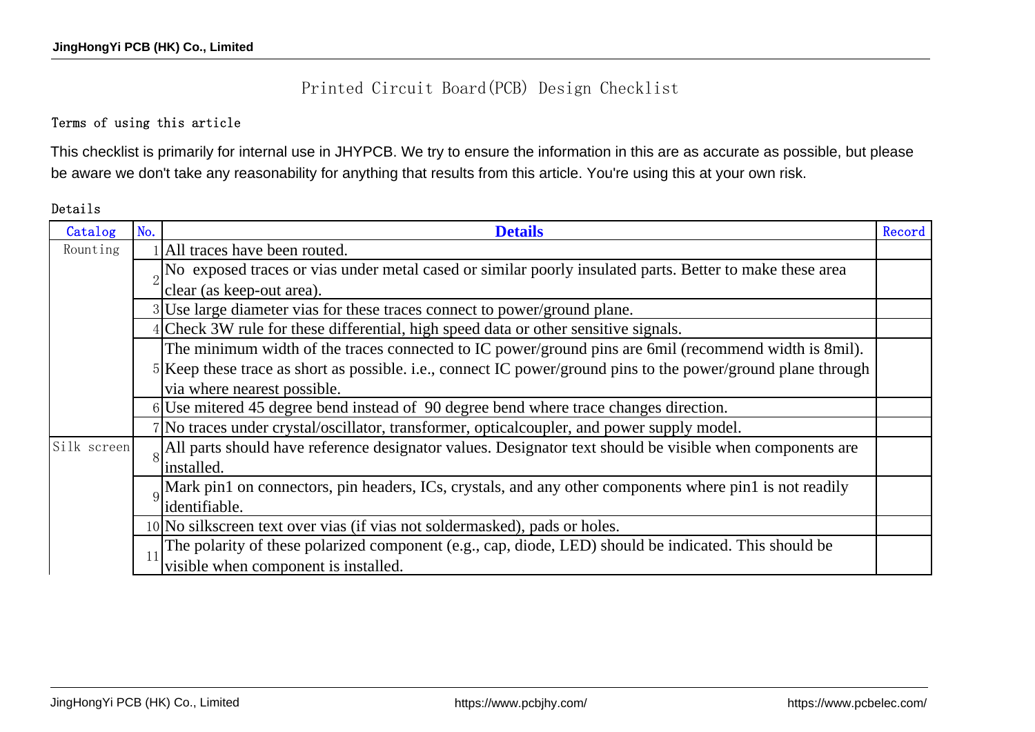# Printed Circuit Board(PCB) Design Checklist

## Terms of using this article

This checklist is primarily for internal use in JHYPCB. We try to ensure the information in this are as accurate as possible, but please be aware we don't take any reasonability for anything that results from this article. You're using this at your own risk.

## Details

| Catalog | No. | Details | Record |
|---|---|---|---|
| Rounting | 1 | All traces have been routed. | |
| | 2 | No exposed traces or vias under metal cased or similar poorly insulated parts. Better to make these area clear (as keep-out area). | |
| | 3 | Use large diameter vias for these traces connect to power/ground plane. | |
| | 4 | Check 3W rule for these differential, high speed data or other sensitive signals. | |
| | 5 | The minimum width of the traces connected to IC power/ground pins are 6mil (recommend width is 8mil). Keep these trace as short as possible. i.e., connect IC power/ground pins to the power/ground plane through via where nearest possible. | |
| | 6 | Use mitered 45 degree bend instead of 90 degree bend where trace changes direction. | |
| | 7 | No traces under crystal/oscillator, transformer, opticalcoupler, and power supply model. | |
| Silk screen | 8 | All parts should have reference designator values. Designator text should be visible when components are installed. | |
| | 9 | Mark pin1 on connectors, pin headers, ICs, crystals, and any other components where pin1 is not readily identifiable. | |
| | 10 | No silkscreen text over vias (if vias not soldermasked), pads or holes. | |
| | 11 | The polarity of these polarized component (e.g., cap, diode, LED) should be indicated. This should be visible when component is installed. | |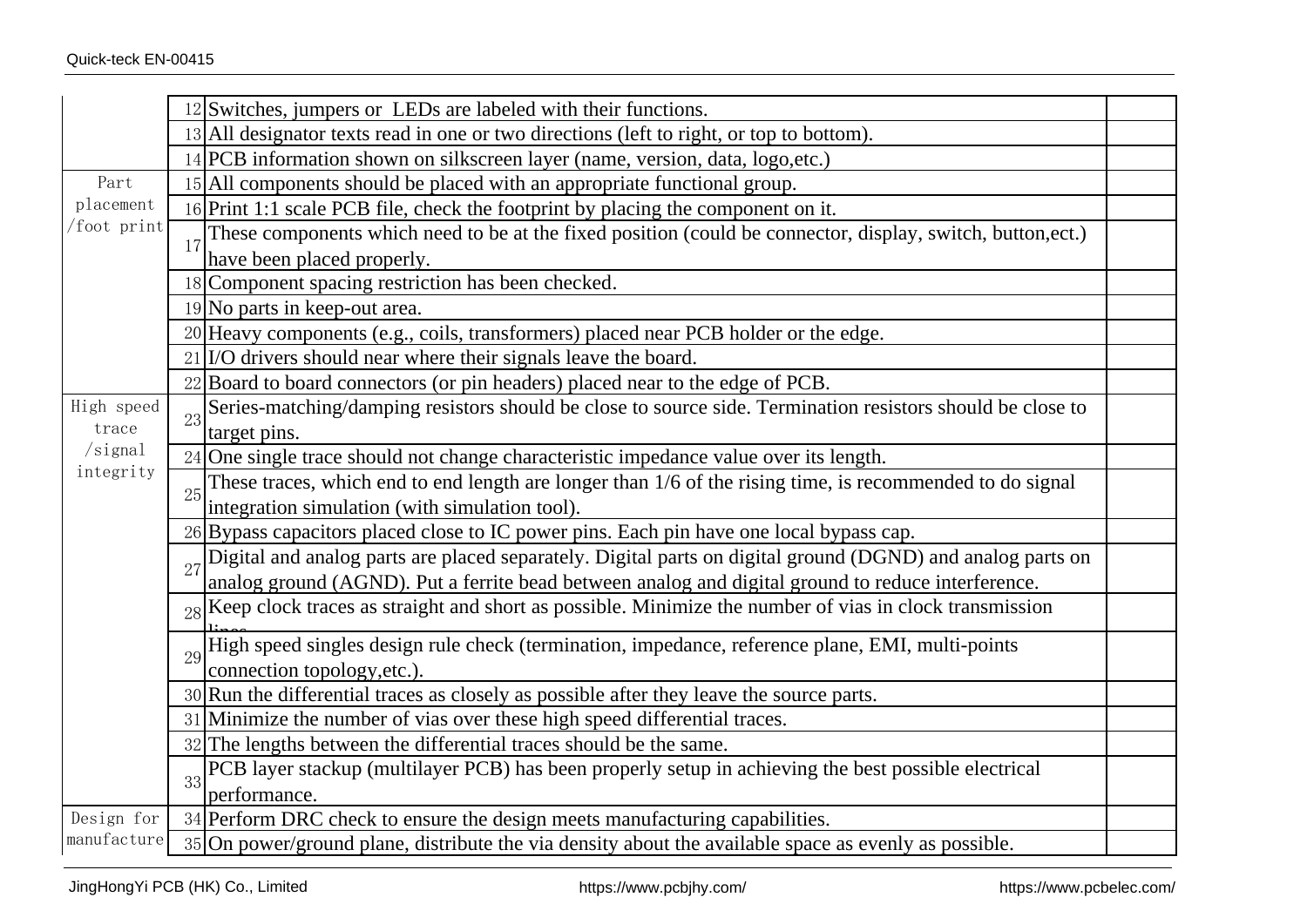| | | | |
|---|---|---|---|
| | 12 | Switches, jumpers or LEDs are labeled with their functions. | |
| | 13 | All designator texts read in one or two directions (left to right, or top to bottom). | |
| | 14 | PCB information shown on silkscreen layer (name, version, data, logo,etc.) | |
| Part placement /foot print | 15 | All components should be placed with an appropriate functional group. | |
| | 16 | Print 1:1 scale PCB file, check the footprint by placing the component on it. | |
| | 17 | These components which need to be at the fixed position (could be connector, display, switch, button,ect.) have been placed properly. | |
| | 18 | Component spacing restriction has been checked. | |
| | 19 | No parts in keep-out area. | |
| | 20 | Heavy components (e.g., coils, transformers) placed near PCB holder or the edge. | |
| | 21 | I/O drivers should near where their signals leave the board. | |
| | 22 | Board to board connectors (or pin headers) placed near to the edge of PCB. | |
| High speed trace /signal integrity | 23 | Series-matching/damping resistors should be close to source side. Termination resistors should be close to target pins. | |
| | 24 | One single trace should not change characteristic impedance value over its length. | |
| | 25 | These traces, which end to end length are longer than 1/6 of the rising time, is recommended to do signal integration simulation (with simulation tool). | |
| | 26 | Bypass capacitors placed close to IC power pins. Each pin have one local bypass cap. | |
| | 27 | Digital and analog parts are placed separately. Digital parts on digital ground (DGND) and analog parts on analog ground (AGND). Put a ferrite bead between analog and digital ground to reduce interference. | |
| | 28 | Keep clock traces as straight and short as possible. Minimize the number of vias in clock transmission lines. | |
| | 29 | High speed singles design rule check (termination, impedance, reference plane, EMI, multi-points connection topology,etc.). | |
| | 30 | Run the differential traces as closely as possible after they leave the source parts. | |
| | 31 | Minimize the number of vias over these high speed differential traces. | |
| | 32 | The lengths between the differential traces should be the same. | |
| | 33 | PCB layer stackup (multilayer PCB) has been properly setup in achieving the best possible electrical performance. | |
| Design for manufacture | 34 | Perform DRC check to ensure the design meets manufacturing capabilities. | |
| | 35 | On power/ground plane, distribute the via density about the available space as evenly as possible. | |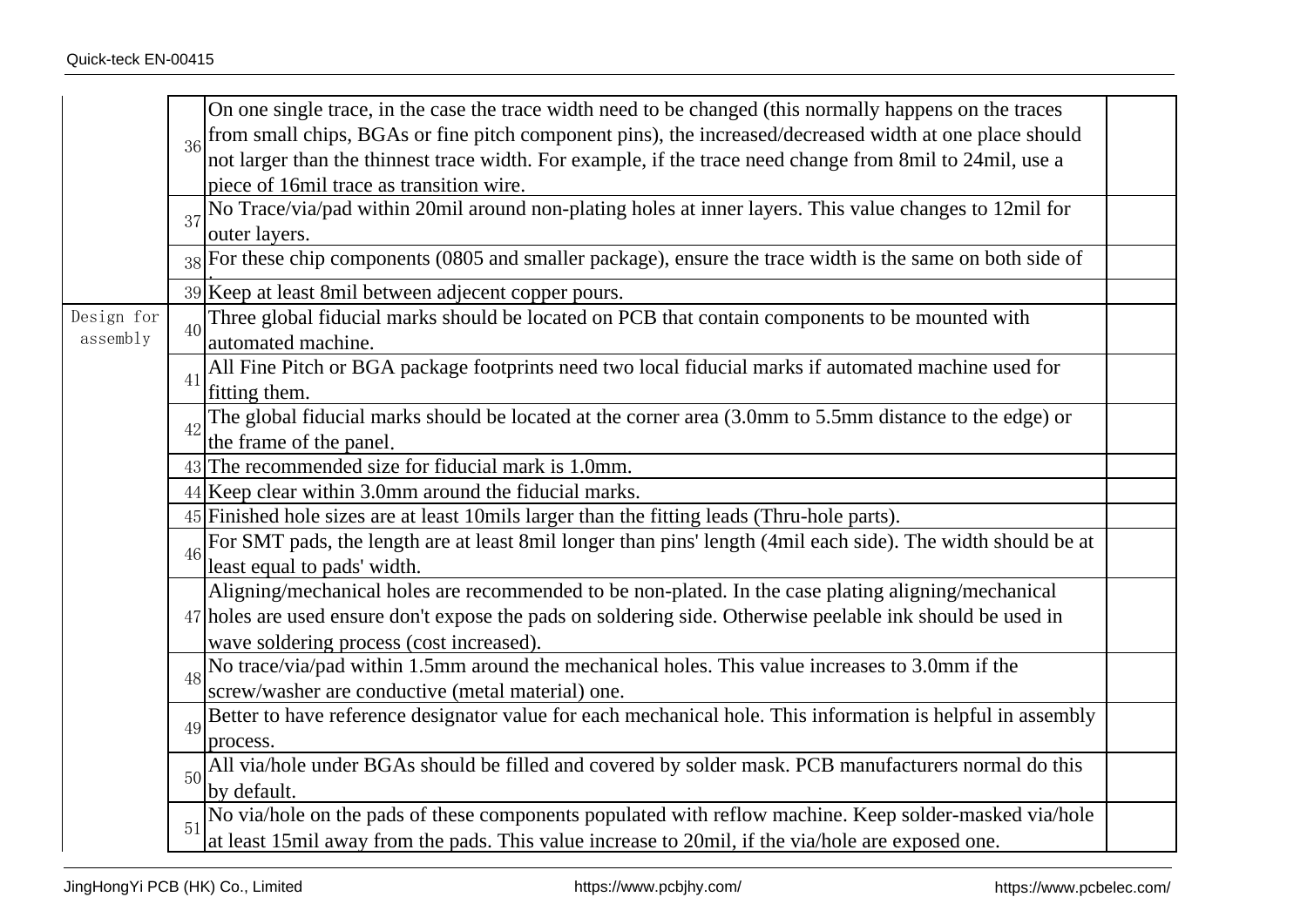| | | | |
|---|---|---|---|
| | 36 | On one single trace, in the case the trace width need to be changed (this normally happens on the traces from small chips, BGAs or fine pitch component pins), the increased/decreased width at one place should not larger than the thinnest trace width. For example, if the trace need change from 8mil to 24mil, use a piece of 16mil trace as transition wire. | |
| | 37 | No Trace/via/pad within 20mil around non-plating holes at inner layers. This value changes to 12mil for outer layers. | |
| | 38 | For these chip components (0805 and smaller package), ensure the trace width is the same on both side of . | |
| | 39 | Keep at least 8mil between adjecent copper pours. | |
| Design for assembly | 40 | Three global fiducial marks should be located on PCB that contain components to be mounted with automated machine. | |
| | 41 | All Fine Pitch or BGA package footprints need two local fiducial marks if automated machine used for fitting them. | |
| | 42 | The global fiducial marks should be located at the corner area (3.0mm to 5.5mm distance to the edge) or the frame of the panel. | |
| | 43 | The recommended size for fiducial mark is 1.0mm. | |
| | 44 | Keep clear within 3.0mm around the fiducial marks. | |
| | 45 | Finished hole sizes are at least 10mils larger than the fitting leads (Thru-hole parts). | |
| | 46 | For SMT pads, the length are at least 8mil longer than pins' length (4mil each side). The width should be at least equal to pads' width. | |
| | 47 | Aligning/mechanical holes are recommended to be non-plated. In the case plating aligning/mechanical holes are used ensure don't expose the pads on soldering side. Otherwise peelable ink should be used in wave soldering process (cost increased). | |
| | 48 | No trace/via/pad within 1.5mm around the mechanical holes. This value increases to 3.0mm if the screw/washer are conductive (metal material) one. | |
| | 49 | Better to have reference designator value for each mechanical hole. This information is helpful in assembly process. | |
| | 50 | All via/hole under BGAs should be filled and covered by solder mask. PCB manufacturers normal do this by default. | |
| | 51 | No via/hole on the pads of these components populated with reflow machine. Keep solder-masked via/hole at least 15mil away from the pads. This value increase to 20mil, if the via/hole are exposed one. | |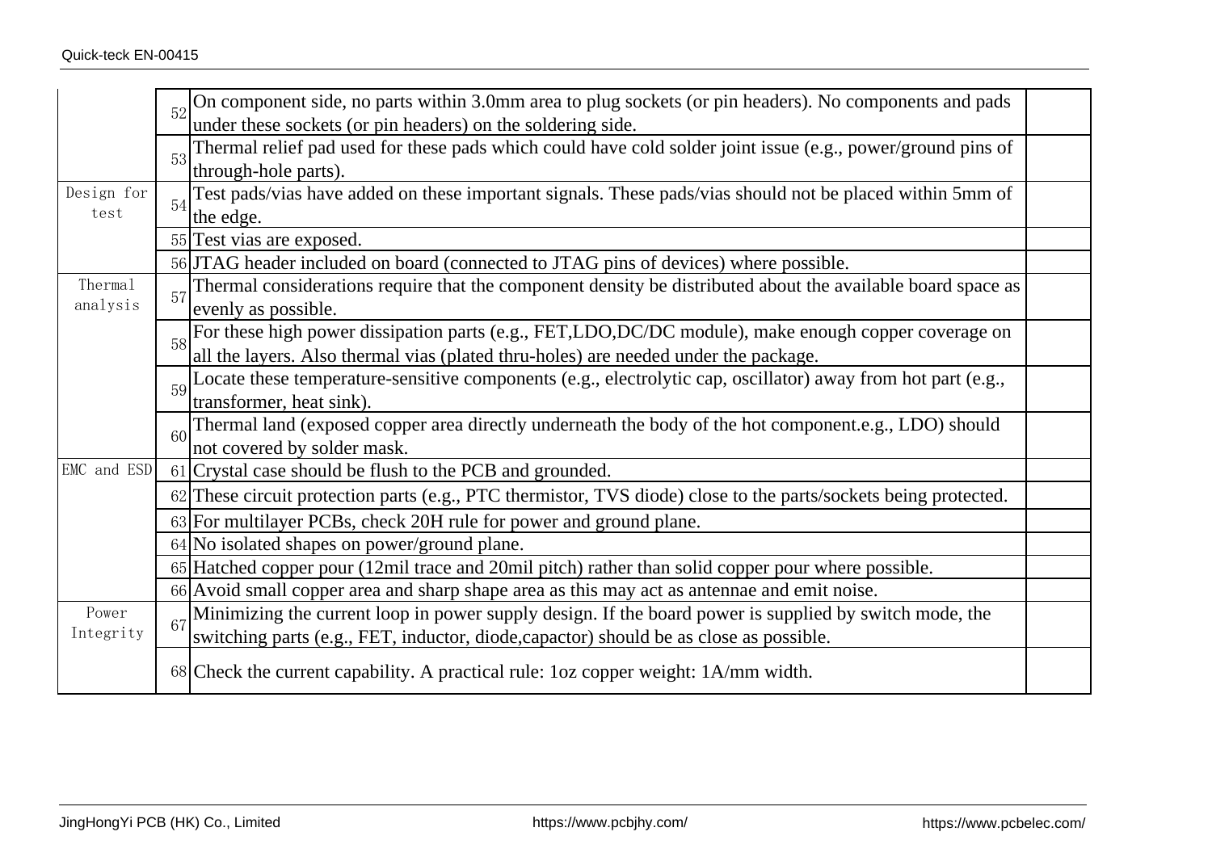| | | | |
|---|---|---|---|
| | 52 | On component side, no parts within 3.0mm area to plug sockets (or pin headers). No components and pads under these sockets (or pin headers) on the soldering side. | |
| | 53 | Thermal relief pad used for these pads which could have cold solder joint issue (e.g., power/ground pins of through-hole parts). | |
| Design for test | 54 | Test pads/vias have added on these important signals. These pads/vias should not be placed within 5mm of the edge. | |
| | 55 | Test vias are exposed. | |
| | 56 | JTAG header included on board (connected to JTAG pins of devices) where possible. | |
| Thermal analysis | 57 | Thermal considerations require that the component density be distributed about the available board space as evenly as possible. | |
| | 58 | For these high power dissipation parts (e.g., FET,LDO,DC/DC module), make enough copper coverage on all the layers. Also thermal vias (plated thru-holes) are needed under the package. | |
| | 59 | Locate these temperature-sensitive components (e.g., electrolytic cap, oscillator) away from hot part (e.g., transformer, heat sink). | |
| | 60 | Thermal land (exposed copper area directly underneath the body of the hot component.e.g., LDO) should not covered by solder mask. | |
| EMC and ESD | 61 | Crystal case should be flush to the PCB and grounded. | |
| | 62 | These circuit protection parts (e.g., PTC thermistor, TVS diode) close to the parts/sockets being protected. | |
| | 63 | For multilayer PCBs, check 20H rule for power and ground plane. | |
| | 64 | No isolated shapes on power/ground plane. | |
| | 65 | Hatched copper pour (12mil trace and 20mil pitch) rather than solid copper pour where possible. | |
| | 66 | Avoid small copper area and sharp shape area as this may act as antennae and emit noise. | |
| Power Integrity | 67 | Minimizing the current loop in power supply design. If the board power is supplied by switch mode, the switching parts (e.g., FET, inductor, diode,capactor) should be as close as possible. | |
| | 68 | Check the current capability. A practical rule: 1oz copper weight: 1A/mm width. | |